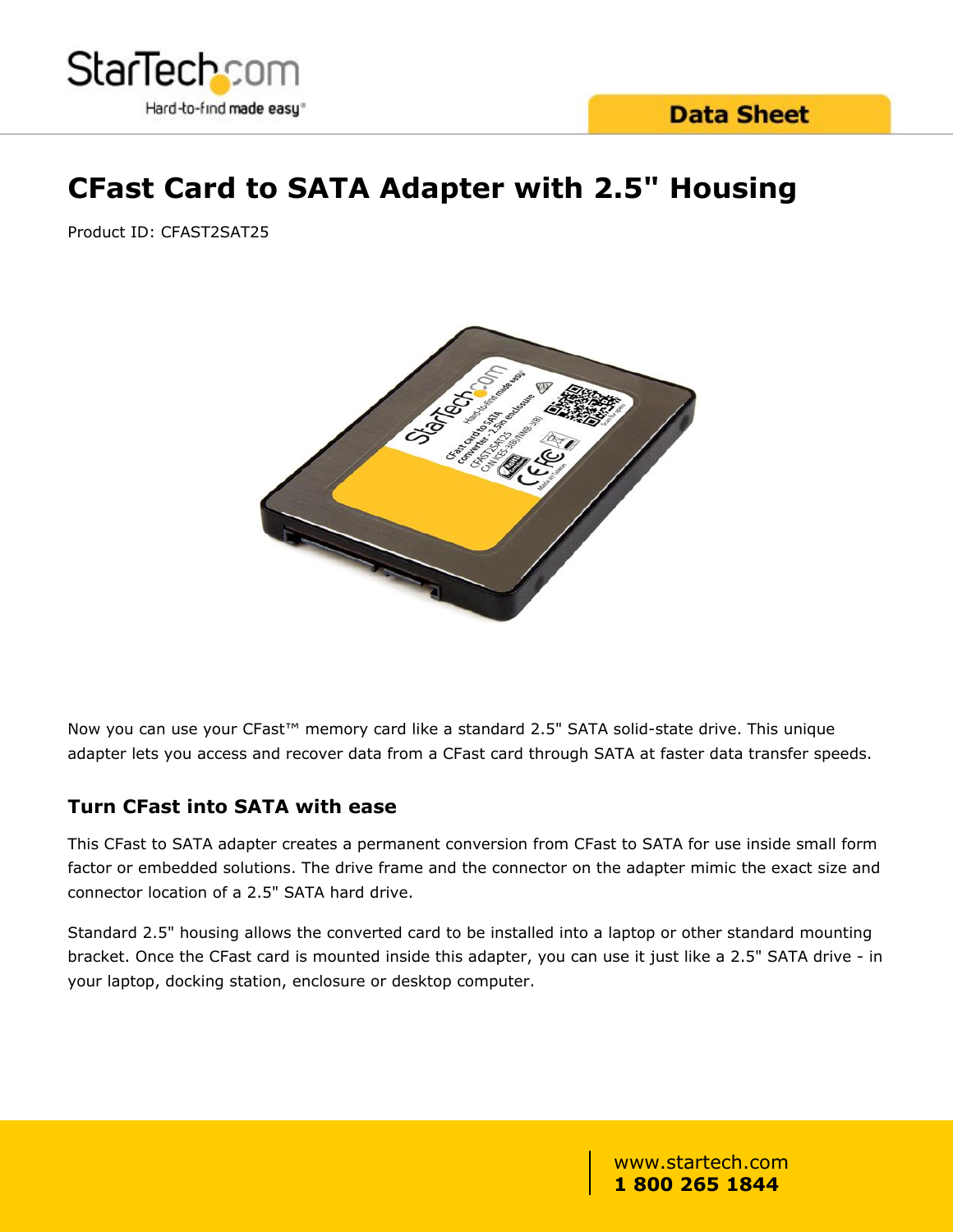# CFast Card to SATA Adapter with 2.5" Housing

Product ID: CFAST2SAT25

Now you can use your CFast™ memory card like a standard 2.5" SATA solid-state drive. This unique adapter lets you access and recover data from a CFast card through SATA at faster data transfer speeds.

## Turn CFast into SATA with ease

This CFast to SATA adapter creates a permanent conversion from CFast to SATA for use inside small form factor or embedded solutions. The drive frame and the connector on the adapter mimic the exact size and connector location of a 2.5" SATA hard drive.

Standard 2.5" housing allows the converted card to be installed into a laptop or other standard mounting bracket. Once the CFast card is mounted inside this adapter, you can use it just like a 2.5" SATA drive - in your laptop, docking station, enclosure or desktop computer.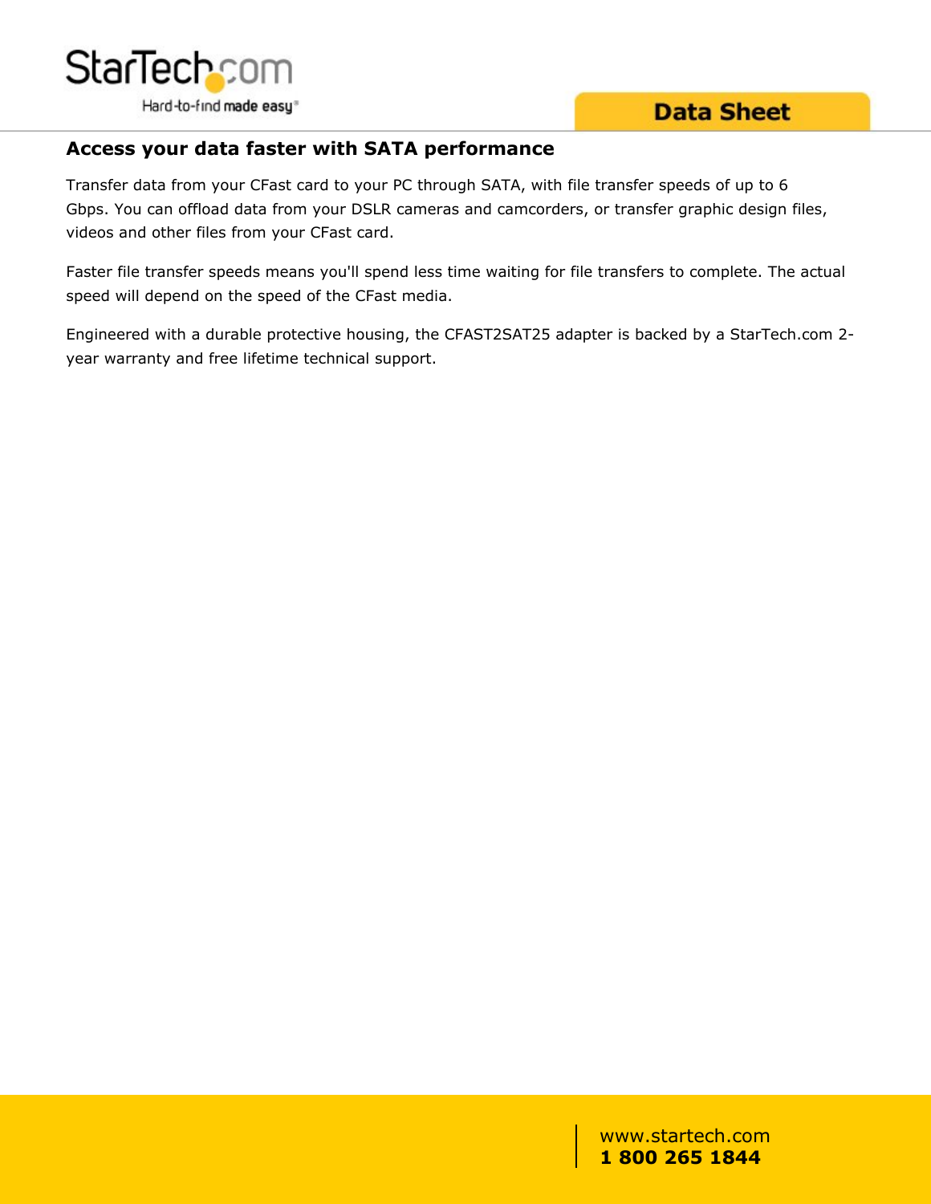## Access your data faster with SATA performance

Transfer data from your CFast card to your PC through SATA, with file transfer speeds of up to 6 Gbps. You can offload data from your DSLR cameras and camcorders, or transfer graphic design files, videos and other files from your CFast card.

Faster file transfer speeds means you'll spend less time waiting for file transfers to complete. The actual speed will depend on the speed of the CFast media.

Engineered with a durable protective housing, the CFAST2SAT25 adapter is backed by a StarTech.com 2-year warranty and free lifetime technical support.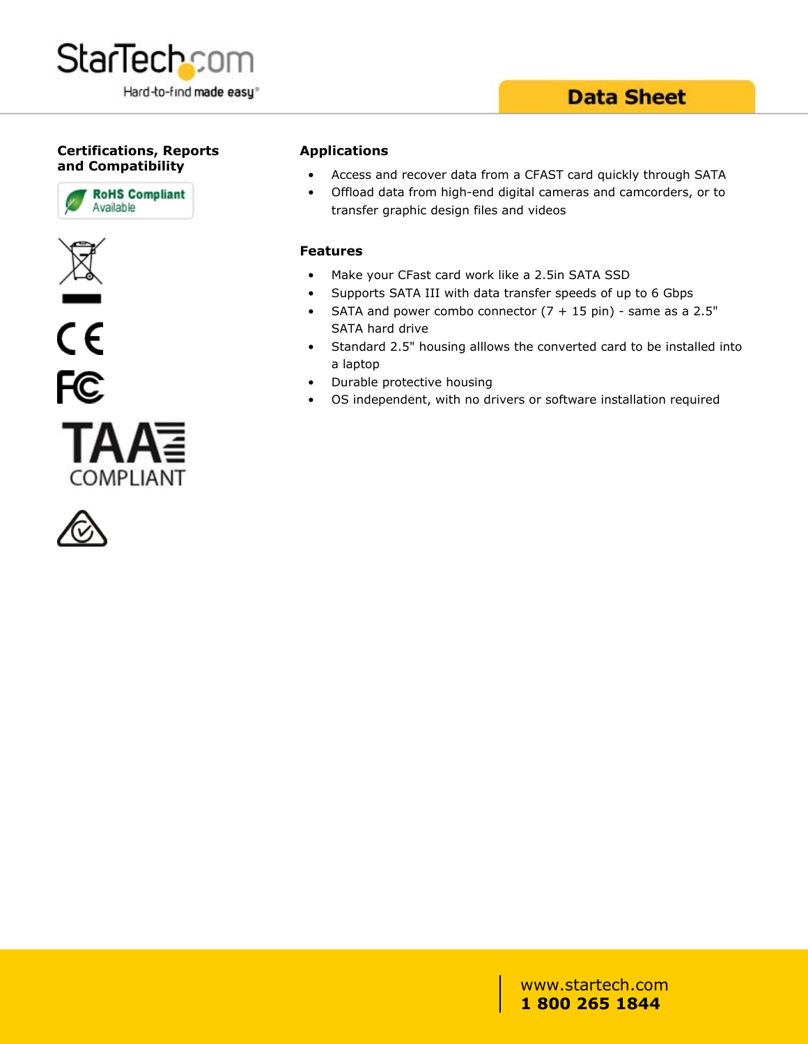## Certifications, Reports and Compatibility

RoHS Compliant Available

TAA COMPLIANT

## Applications

- Access and recover data from a CFAST card quickly through SATA
- Offload data from high-end digital cameras and camcorders, or to transfer graphic design files and videos

## Features

- Make your CFast card work like a 2.5in SATA SSD
- Supports SATA III with data transfer speeds of up to 6 Gbps
- SATA and power combo connector (7 + 15 pin) - same as a 2.5" SATA hard drive
- Standard 2.5" housing alllows the converted card to be installed into a laptop
- Durable protective housing
- OS independent, with no drivers or software installation required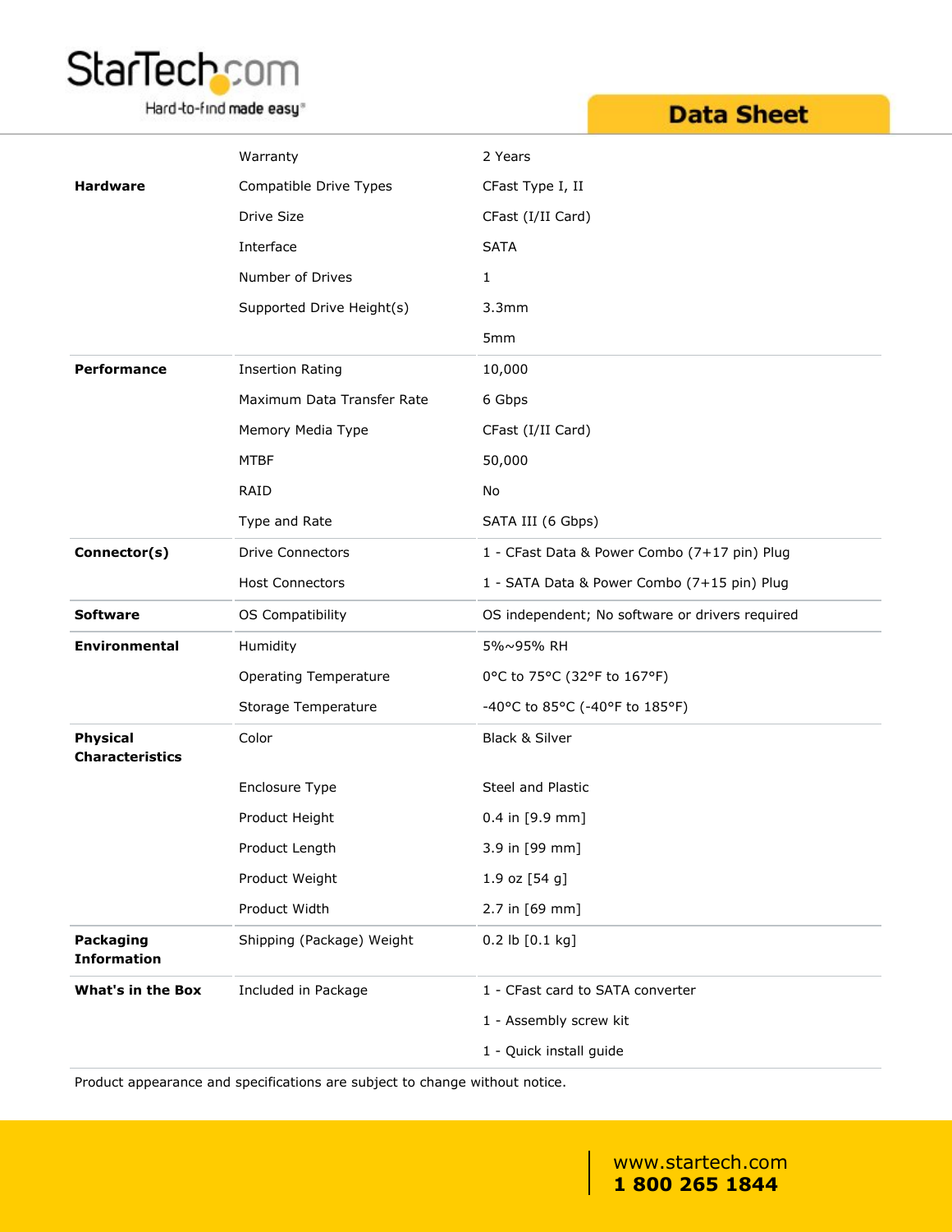| | | |
|---|---|---|
| | Warranty | 2 Years |
| **Hardware** | Compatible Drive Types | CFast Type I, II |
| | Drive Size | CFast (I/II Card) |
| | Interface | SATA |
| | Number of Drives | 1 |
| | Supported Drive Height(s) | 3.3mm |
| | | 5mm |
| **Performance** | Insertion Rating | 10,000 |
| | Maximum Data Transfer Rate | 6 Gbps |
| | Memory Media Type | CFast (I/II Card) |
| | MTBF | 50,000 |
| | RAID | No |
| | Type and Rate | SATA III (6 Gbps) |
| **Connector(s)** | Drive Connectors | 1 - CFast Data & Power Combo (7+17 pin) Plug |
| | Host Connectors | 1 - SATA Data & Power Combo (7+15 pin) Plug |
| **Software** | OS Compatibility | OS independent; No software or drivers required |
| **Environmental** | Humidity | 5%~95% RH |
| | Operating Temperature | 0°C to 75°C (32°F to 167°F) |
| | Storage Temperature | -40°C to 85°C (-40°F to 185°F) |
| **Physical Characteristics** | Color | Black & Silver |
| | Enclosure Type | Steel and Plastic |
| | Product Height | 0.4 in [9.9 mm] |
| | Product Length | 3.9 in [99 mm] |
| | Product Weight | 1.9 oz [54 g] |
| | Product Width | 2.7 in [69 mm] |
| **Packaging Information** | Shipping (Package) Weight | 0.2 lb [0.1 kg] |
| **What's in the Box** | Included in Package | 1 - CFast card to SATA converter |
| | | 1 - Assembly screw kit |
| | | 1 - Quick install guide |

Product appearance and specifications are subject to change without notice.